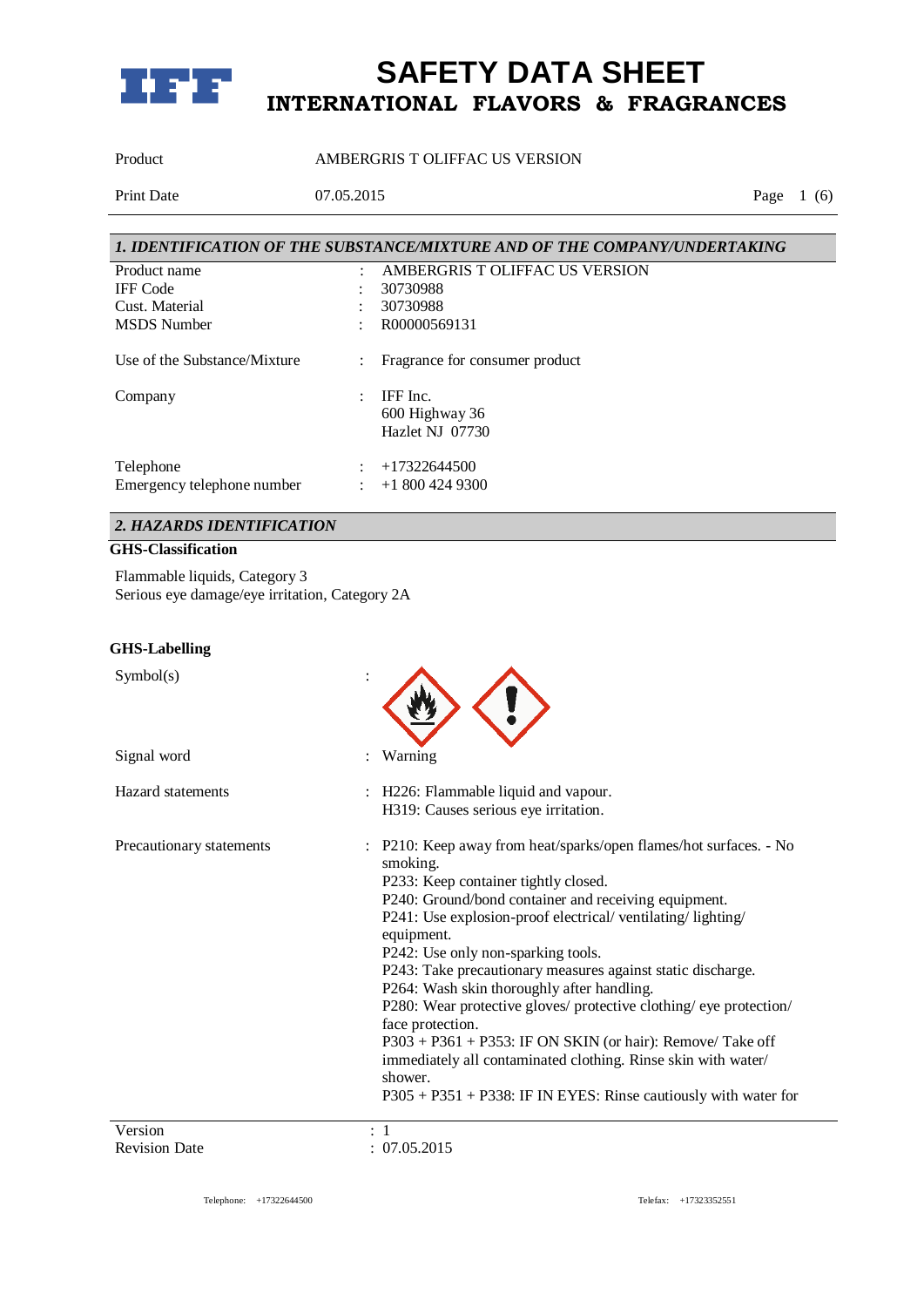# SAFETY DATA SHEET
## INTERNATIONAL FLAVORS & FRAGRANCES

| | |
|---|---|
| Product | AMBERGRIS T OLIFFAC US VERSION |
| Print Date | 07.05.2015 |

## 1. IDENTIFICATION OF THE SUBSTANCE/MIXTURE AND OF THE COMPANY/UNDERTAKING

| | |
|---|---|
| Product name | : AMBERGRIS T OLIFFAC US VERSION |
| IFF Code | : 30730988 |
| Cust. Material | : 30730988 |
| MSDS Number | : R00000569131 |
| Use of the Substance/Mixture | : Fragrance for consumer product |
| Company | : IFF Inc.<br>600 Highway 36<br>Hazlet NJ 07730 |
| Telephone | : +17322644500 |
| Emergency telephone number | : +1 800 424 9300 |

## 2. HAZARDS IDENTIFICATION

**GHS-Classification**

Flammable liquids, Category 3
Serious eye damage/eye irritation, Category 2A

**GHS-Labelling**

| | |
|---|---|
| Symbol(s) | : |
| Signal word | : Warning |
| Hazard statements | : H226: Flammable liquid and vapour.<br>H319: Causes serious eye irritation. |
| Precautionary statements | : P210: Keep away from heat/sparks/open flames/hot surfaces. - No smoking.<br>P233: Keep container tightly closed.<br>P240: Ground/bond container and receiving equipment.<br>P241: Use explosion-proof electrical/ ventilating/ lighting/ equipment.<br>P242: Use only non-sparking tools.<br>P243: Take precautionary measures against static discharge.<br>P264: Wash skin thoroughly after handling.<br>P280: Wear protective gloves/ protective clothing/ eye protection/ face protection.<br>P303 + P361 + P353: IF ON SKIN (or hair): Remove/ Take off immediately all contaminated clothing. Rinse skin with water/ shower.<br>P305 + P351 + P338: IF IN EYES: Rinse cautiously with water for |

| | |
|---|---|
| Version | : 1 |
| Revision Date | : 07.05.2015 |

Telephone: +17322644500 Telefax: +17323352551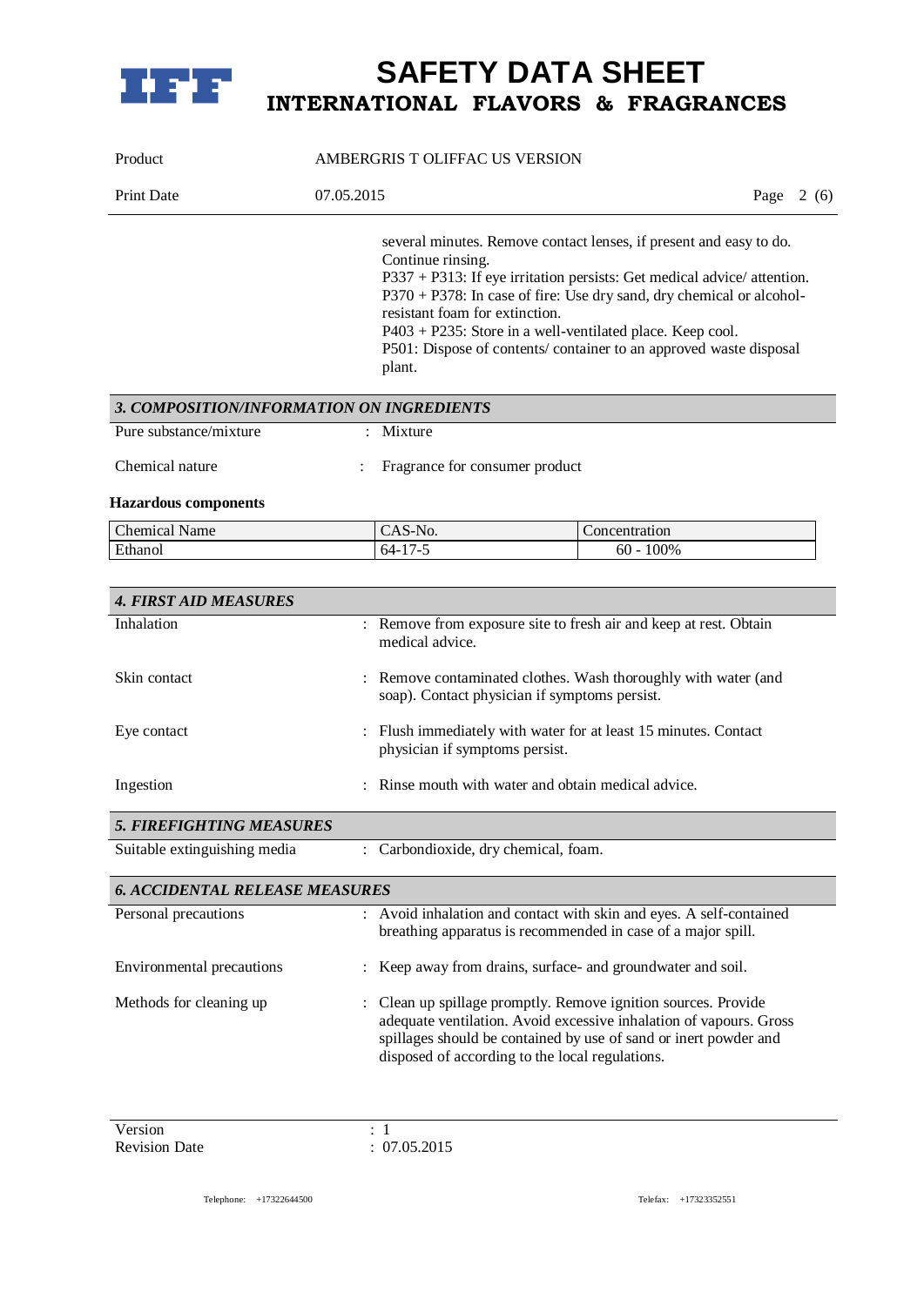several minutes. Remove contact lenses, if present and easy to do. Continue rinsing.
P337 + P313: If eye irritation persists: Get medical advice/ attention.
P370 + P378: In case of fire: Use dry sand, dry chemical or alcohol-resistant foam for extinction.
P403 + P235: Store in a well-ventilated place. Keep cool.
P501: Dispose of contents/ container to an approved waste disposal plant.

## *3. COMPOSITION/INFORMATION ON INGREDIENTS*

Pure substance/mixture : Mixture

Chemical nature : Fragrance for consumer product

**Hazardous components**

| Chemical Name | CAS-No. | Concentration |
|---|---|---|
| Ethanol | 64-17-5 | 60 - 100% |

## *4. FIRST AID MEASURES*

Inhalation : Remove from exposure site to fresh air and keep at rest. Obtain medical advice.

Skin contact : Remove contaminated clothes. Wash thoroughly with water (and soap). Contact physician if symptoms persist.

Eye contact : Flush immediately with water for at least 15 minutes. Contact physician if symptoms persist.

Ingestion : Rinse mouth with water and obtain medical advice.

## *5. FIREFIGHTING MEASURES*

Suitable extinguishing media : Carbondioxide, dry chemical, foam.

## *6. ACCIDENTAL RELEASE MEASURES*

Personal precautions : Avoid inhalation and contact with skin and eyes. A self-contained breathing apparatus is recommended in case of a major spill.

Environmental precautions : Keep away from drains, surface- and groundwater and soil.

Methods for cleaning up : Clean up spillage promptly. Remove ignition sources. Provide adequate ventilation. Avoid excessive inhalation of vapours. Gross spillages should be contained by use of sand or inert powder and disposed of according to the local regulations.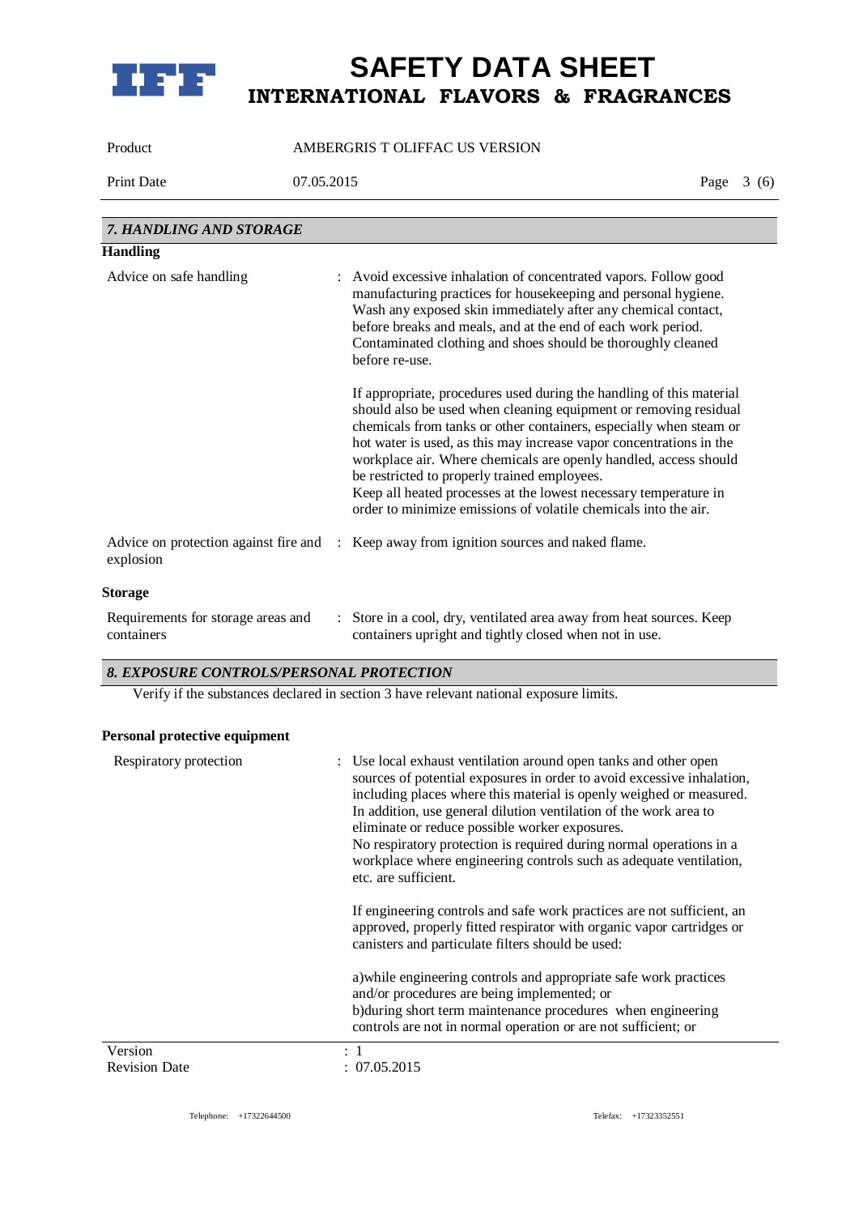## 7. HANDLING AND STORAGE

### Handling

**Advice on safe handling** : Avoid excessive inhalation of concentrated vapors. Follow good manufacturing practices for housekeeping and personal hygiene. Wash any exposed skin immediately after any chemical contact, before breaks and meals, and at the end of each work period. Contaminated clothing and shoes should be thoroughly cleaned before re-use.

If appropriate, procedures used during the handling of this material should also be used when cleaning equipment or removing residual chemicals from tanks or other containers, especially when steam or hot water is used, as this may increase vapor concentrations in the workplace air. Where chemicals are openly handled, access should be restricted to properly trained employees.
Keep all heated processes at the lowest necessary temperature in order to minimize emissions of volatile chemicals into the air.

**Advice on protection against fire and explosion** : Keep away from ignition sources and naked flame.

### Storage

**Requirements for storage areas and containers** : Store in a cool, dry, ventilated area away from heat sources. Keep containers upright and tightly closed when not in use.

## 8. EXPOSURE CONTROLS/PERSONAL PROTECTION

Verify if the substances declared in section 3 have relevant national exposure limits.

### Personal protective equipment

**Respiratory protection** : Use local exhaust ventilation around open tanks and other open sources of potential exposures in order to avoid excessive inhalation, including places where this material is openly weighed or measured. In addition, use general dilution ventilation of the work area to eliminate or reduce possible worker exposures.
No respiratory protection is required during normal operations in a workplace where engineering controls such as adequate ventilation, etc. are sufficient.

If engineering controls and safe work practices are not sufficient, an approved, properly fitted respirator with organic vapor cartridges or canisters and particulate filters should be used:

a)while engineering controls and appropriate safe work practices and/or procedures are being implemented; or
b)during short term maintenance procedures when engineering controls are not in normal operation or are not sufficient; or

Version : 1
Revision Date : 07.05.2015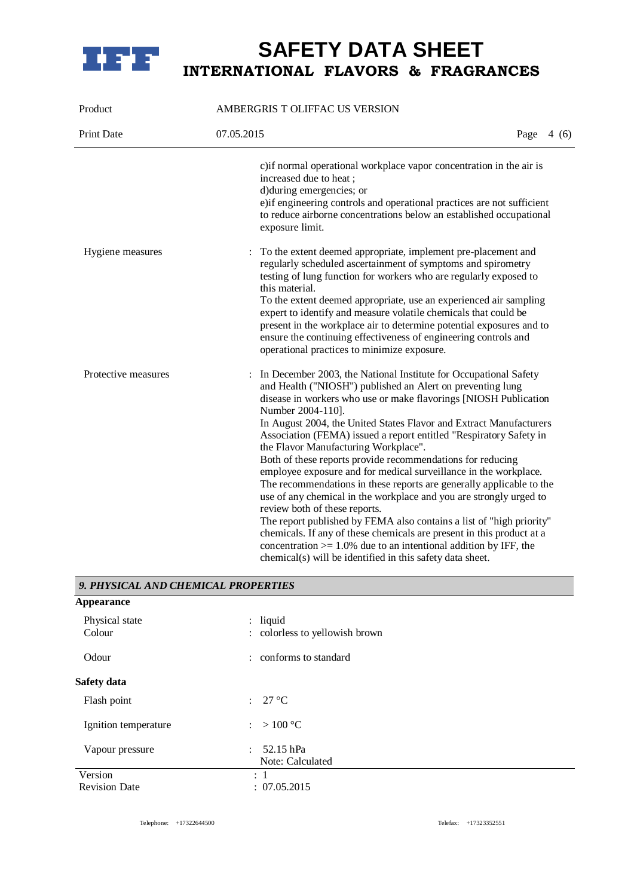c)if normal operational workplace vapor concentration in the air is increased due to heat ;
d)during emergencies; or
e)if engineering controls and operational practices are not sufficient to reduce airborne concentrations below an established occupational exposure limit.

| | |
|---|---|
| Hygiene measures | : To the extent deemed appropriate, implement pre-placement and regularly scheduled ascertainment of symptoms and spirometry testing of lung function for workers who are regularly exposed to this material.<br>To the extent deemed appropriate, use an experienced air sampling expert to identify and measure volatile chemicals that could be present in the workplace air to determine potential exposures and to ensure the continuing effectiveness of engineering controls and operational practices to minimize exposure. |
| Protective measures | : In December 2003, the National Institute for Occupational Safety and Health ("NIOSH") published an Alert on preventing lung disease in workers who use or make flavorings [NIOSH Publication Number 2004-110].<br>In August 2004, the United States Flavor and Extract Manufacturers Association (FEMA) issued a report entitled "Respiratory Safety in the Flavor Manufacturing Workplace".<br>Both of these reports provide recommendations for reducing employee exposure and for medical surveillance in the workplace. The recommendations in these reports are generally applicable to the use of any chemical in the workplace and you are strongly urged to review both of these reports.<br>The report published by FEMA also contains a list of "high priority" chemicals. If any of these chemicals are present in this product at a concentration >= 1.0% due to an intentional addition by IFF, the chemical(s) will be identified in this safety data sheet. |

## *9. PHYSICAL AND CHEMICAL PROPERTIES*

**Appearance**

| | |
|---|---|
| Physical state | : liquid |
| Colour | : colorless to yellowish brown |
| Odour | : conforms to standard |

**Safety data**

| | |
|---|---|
| Flash point | : 27 °C |
| Ignition temperature | : > 100 °C |
| Vapour pressure | : 52.15 hPa<br>Note: Calculated |

Version : 1
Revision Date : 07.05.2015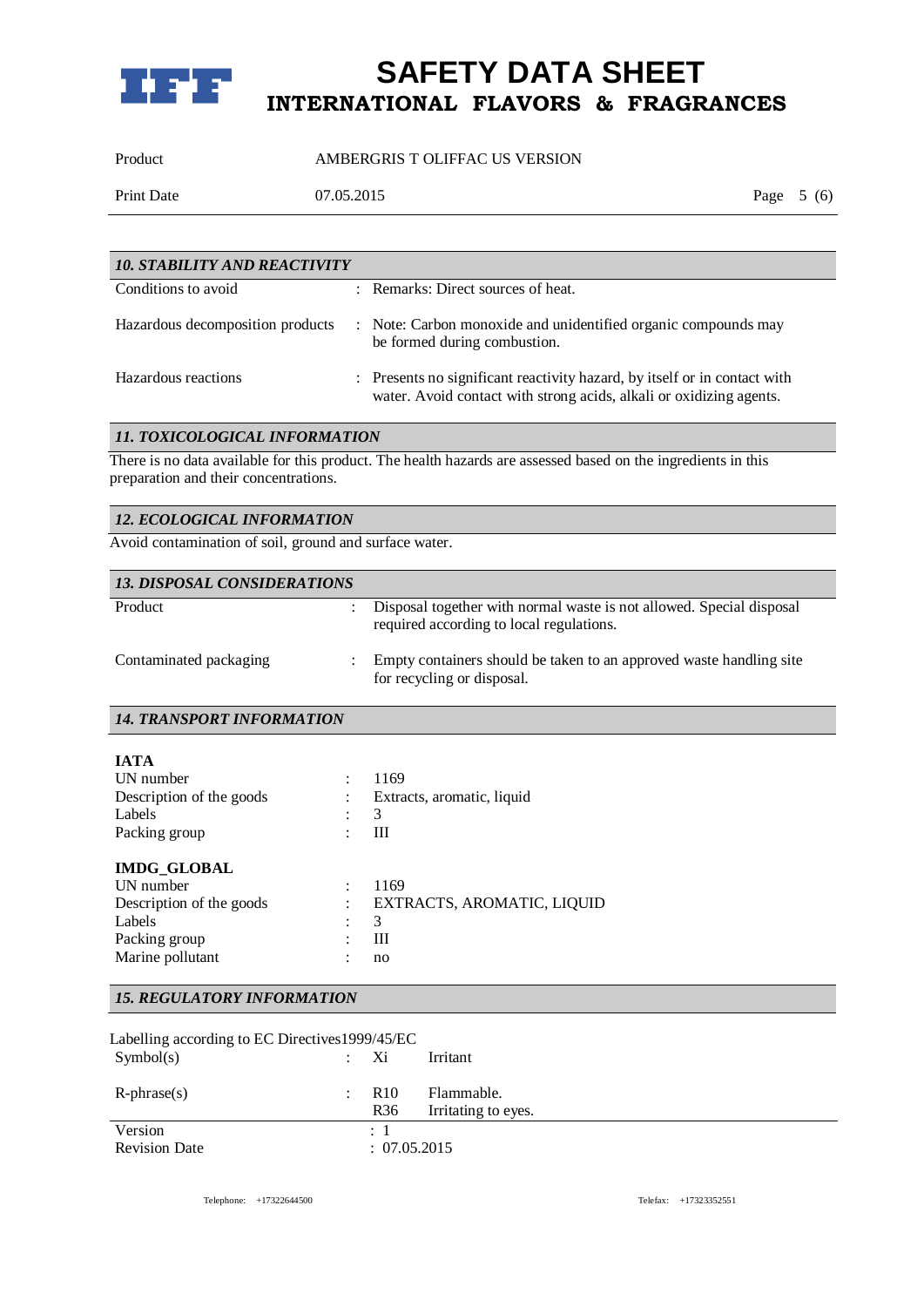## 10. STABILITY AND REACTIVITY

| | |
|---|---|
| Conditions to avoid | : Remarks: Direct sources of heat. |
| Hazardous decomposition products | : Note: Carbon monoxide and unidentified organic compounds may be formed during combustion. |
| Hazardous reactions | : Presents no significant reactivity hazard, by itself or in contact with water. Avoid contact with strong acids, alkali or oxidizing agents. |

## 11. TOXICOLOGICAL INFORMATION

There is no data available for this product. The health hazards are assessed based on the ingredients in this preparation and their concentrations.

## 12. ECOLOGICAL INFORMATION

Avoid contamination of soil, ground and surface water.

## 13. DISPOSAL CONSIDERATIONS

| | |
|---|---|
| Product | : Disposal together with normal waste is not allowed. Special disposal required according to local regulations. |
| Contaminated packaging | : Empty containers should be taken to an approved waste handling site for recycling or disposal. |

## 14. TRANSPORT INFORMATION

**IATA**

| | |
|---|---|
| UN number | : 1169 |
| Description of the goods | : Extracts, aromatic, liquid |
| Labels | : 3 |
| Packing group | : III |

**IMDG_GLOBAL**

| | |
|---|---|
| UN number | : 1169 |
| Description of the goods | : EXTRACTS, AROMATIC, LIQUID |
| Labels | : 3 |
| Packing group | : III |
| Marine pollutant | : no |

## 15. REGULATORY INFORMATION

Labelling according to EC Directives1999/45/EC

| | | |
|---|---|---|
| Symbol(s) | : Xi | Irritant |
| R-phrase(s) | : R10 | Flammable. |
| | R36 | Irritating to eyes. |

| | |
|---|---|
| Version | : 1 |
| Revision Date | : 07.05.2015 |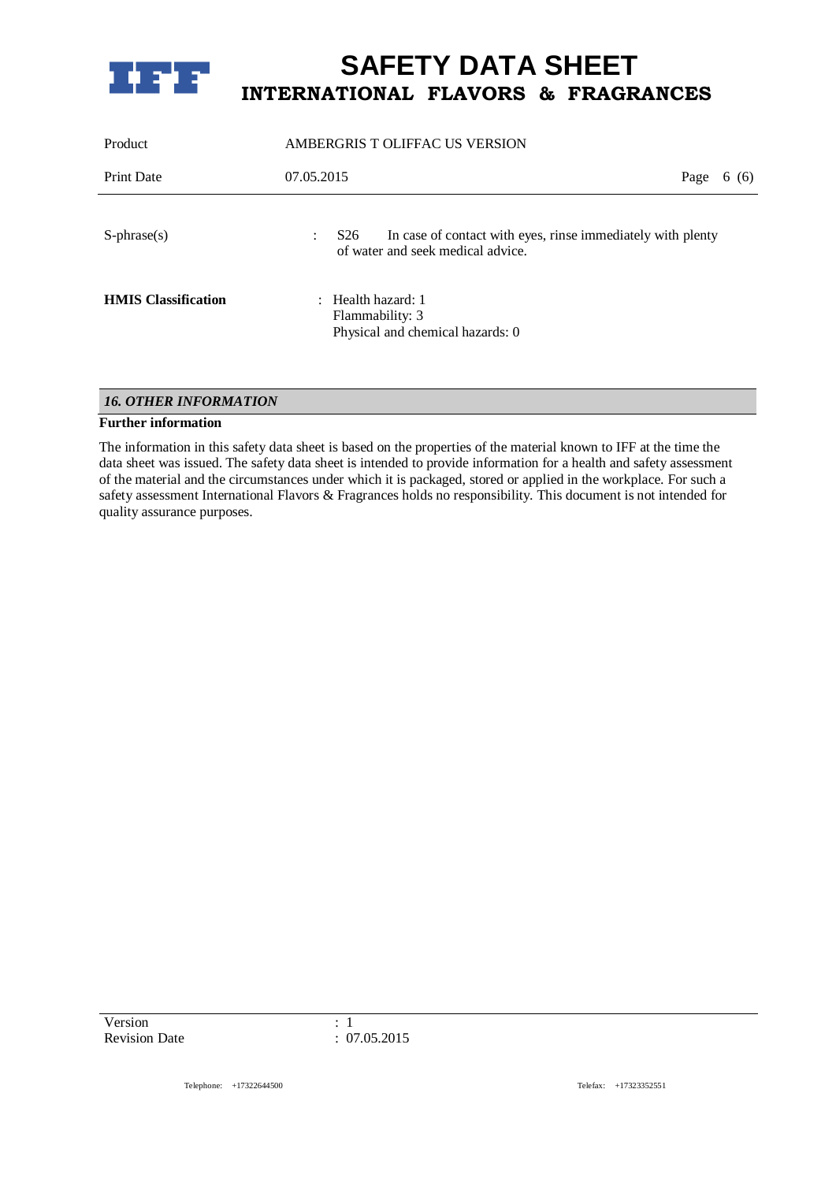S-phrase(s) : S26 In case of contact with eyes, rinse immediately with plenty of water and seek medical advice.

**HMIS Classification** : Health hazard: 1
Flammability: 3
Physical and chemical hazards: 0

## *16. OTHER INFORMATION*

**Further information**

The information in this safety data sheet is based on the properties of the material known to IFF at the time the data sheet was issued. The safety data sheet is intended to provide information for a health and safety assessment of the material and the circumstances under which it is packaged, stored or applied in the workplace. For such a safety assessment International Flavors & Fragrances holds no responsibility. This document is not intended for quality assurance purposes.

Version : 1
Revision Date : 07.05.2015